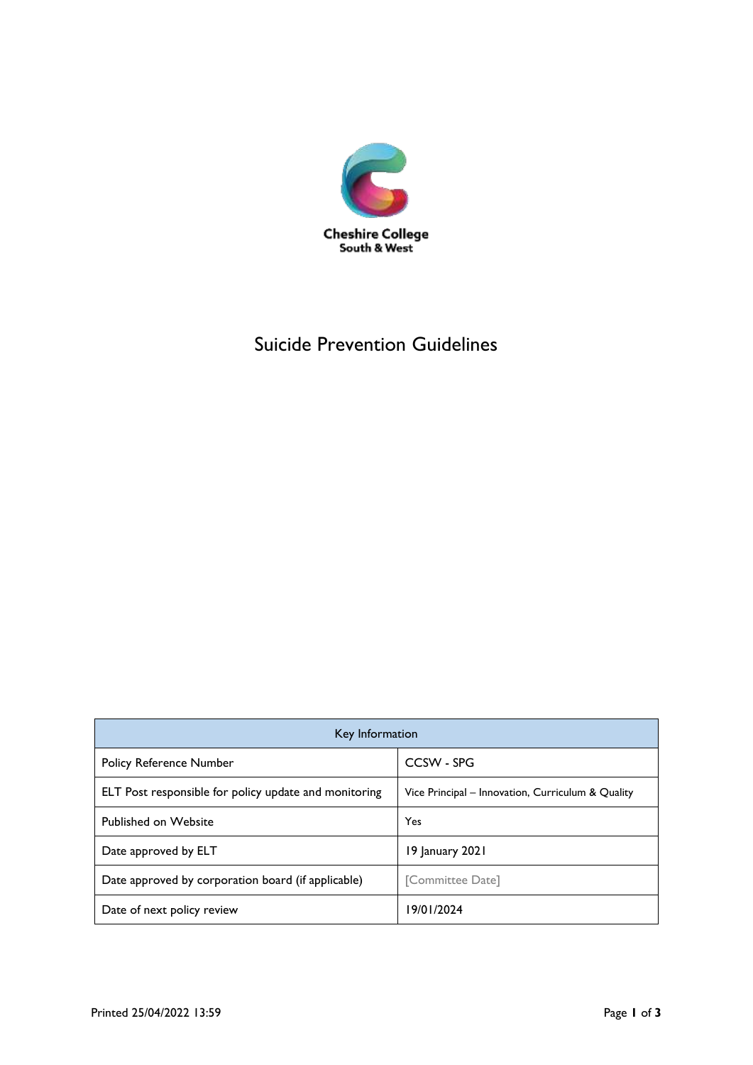Cheshire College
South & West

# Suicide Prevention Guidelines

| Key Information | |
|---|---|
| Policy Reference Number | CCSW - SPG |
| ELT Post responsible for policy update and monitoring | Vice Principal – Innovation, Curriculum & Quality |
| Published on Website | Yes |
| Date approved by ELT | 19 January 2021 |
| Date approved by corporation board (if applicable) | [Committee Date] |
| Date of next policy review | 19/01/2024 |

Printed 25/04/2022 13:59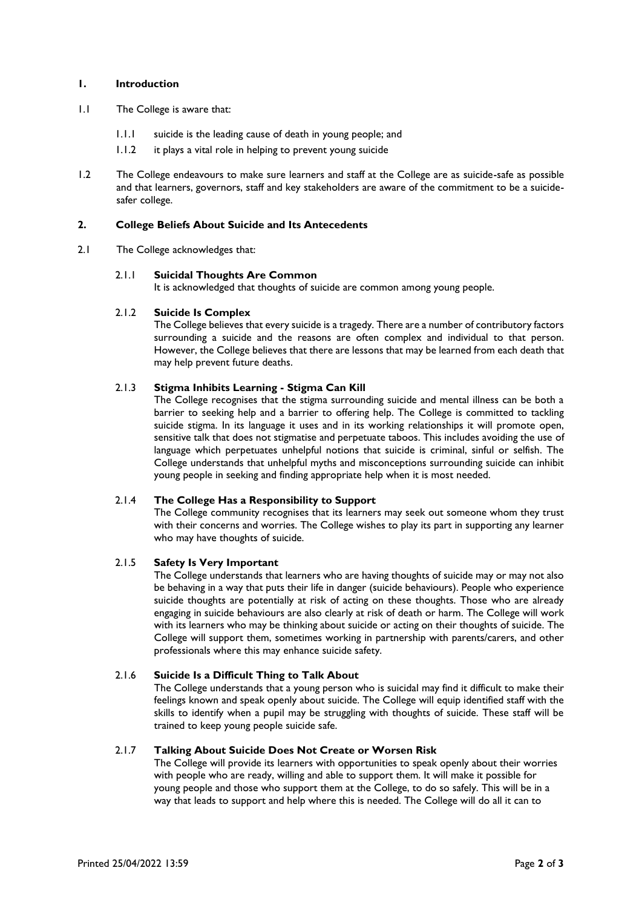## 1. Introduction

1.1 The College is aware that:

1.1.1 suicide is the leading cause of death in young people; and

1.1.2 it plays a vital role in helping to prevent young suicide

1.2 The College endeavours to make sure learners and staff at the College are as suicide-safe as possible and that learners, governors, staff and key stakeholders are aware of the commitment to be a suicide-safer college.

## 2. College Beliefs About Suicide and Its Antecedents

2.1 The College acknowledges that:

2.1.1 **Suicidal Thoughts Are Common**
It is acknowledged that thoughts of suicide are common among young people.

2.1.2 **Suicide Is Complex**
The College believes that every suicide is a tragedy. There are a number of contributory factors surrounding a suicide and the reasons are often complex and individual to that person. However, the College believes that there are lessons that may be learned from each death that may help prevent future deaths.

2.1.3 **Stigma Inhibits Learning - Stigma Can Kill**
The College recognises that the stigma surrounding suicide and mental illness can be both a barrier to seeking help and a barrier to offering help. The College is committed to tackling suicide stigma. In its language it uses and in its working relationships it will promote open, sensitive talk that does not stigmatise and perpetuate taboos. This includes avoiding the use of language which perpetuates unhelpful notions that suicide is criminal, sinful or selfish. The College understands that unhelpful myths and misconceptions surrounding suicide can inhibit young people in seeking and finding appropriate help when it is most needed.

2.1.4 **The College Has a Responsibility to Support**
The College community recognises that its learners may seek out someone whom they trust with their concerns and worries. The College wishes to play its part in supporting any learner who may have thoughts of suicide.

2.1.5 **Safety Is Very Important**
The College understands that learners who are having thoughts of suicide may or may not also be behaving in a way that puts their life in danger (suicide behaviours). People who experience suicide thoughts are potentially at risk of acting on these thoughts. Those who are already engaging in suicide behaviours are also clearly at risk of death or harm. The College will work with its learners who may be thinking about suicide or acting on their thoughts of suicide. The College will support them, sometimes working in partnership with parents/carers, and other professionals where this may enhance suicide safety.

2.1.6 **Suicide Is a Difficult Thing to Talk About**
The College understands that a young person who is suicidal may find it difficult to make their feelings known and speak openly about suicide. The College will equip identified staff with the skills to identify when a pupil may be struggling with thoughts of suicide. These staff will be trained to keep young people suicide safe.

2.1.7 **Talking About Suicide Does Not Create or Worsen Risk**
The College will provide its learners with opportunities to speak openly about their worries with people who are ready, willing and able to support them. It will make it possible for young people and those who support them at the College, to do so safely. This will be in a way that leads to support and help where this is needed. The College will do all it can to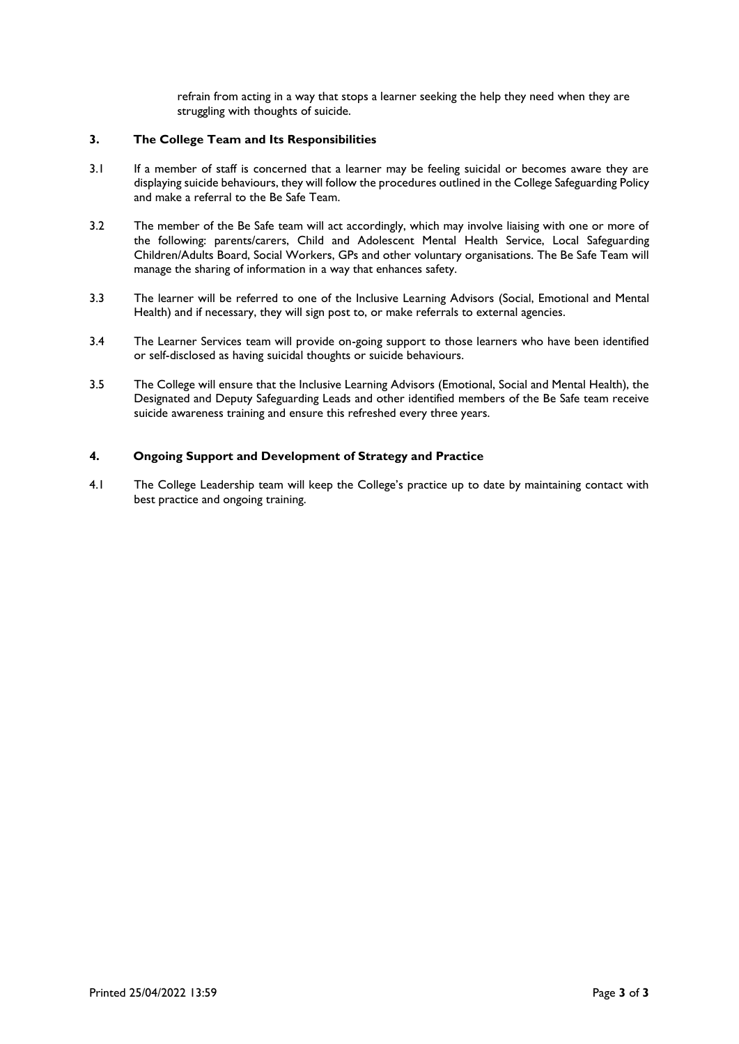refrain from acting in a way that stops a learner seeking the help they need when they are struggling with thoughts of suicide.

### 3. The College Team and Its Responsibilities

3.1 If a member of staff is concerned that a learner may be feeling suicidal or becomes aware they are displaying suicide behaviours, they will follow the procedures outlined in the College Safeguarding Policy and make a referral to the Be Safe Team.

3.2 The member of the Be Safe team will act accordingly, which may involve liaising with one or more of the following: parents/carers, Child and Adolescent Mental Health Service, Local Safeguarding Children/Adults Board, Social Workers, GPs and other voluntary organisations. The Be Safe Team will manage the sharing of information in a way that enhances safety.

3.3 The learner will be referred to one of the Inclusive Learning Advisors (Social, Emotional and Mental Health) and if necessary, they will sign post to, or make referrals to external agencies.

3.4 The Learner Services team will provide on-going support to those learners who have been identified or self-disclosed as having suicidal thoughts or suicide behaviours.

3.5 The College will ensure that the Inclusive Learning Advisors (Emotional, Social and Mental Health), the Designated and Deputy Safeguarding Leads and other identified members of the Be Safe team receive suicide awareness training and ensure this refreshed every three years.

### 4. Ongoing Support and Development of Strategy and Practice

4.1 The College Leadership team will keep the College's practice up to date by maintaining contact with best practice and ongoing training.

Printed 25/04/2022 13:59